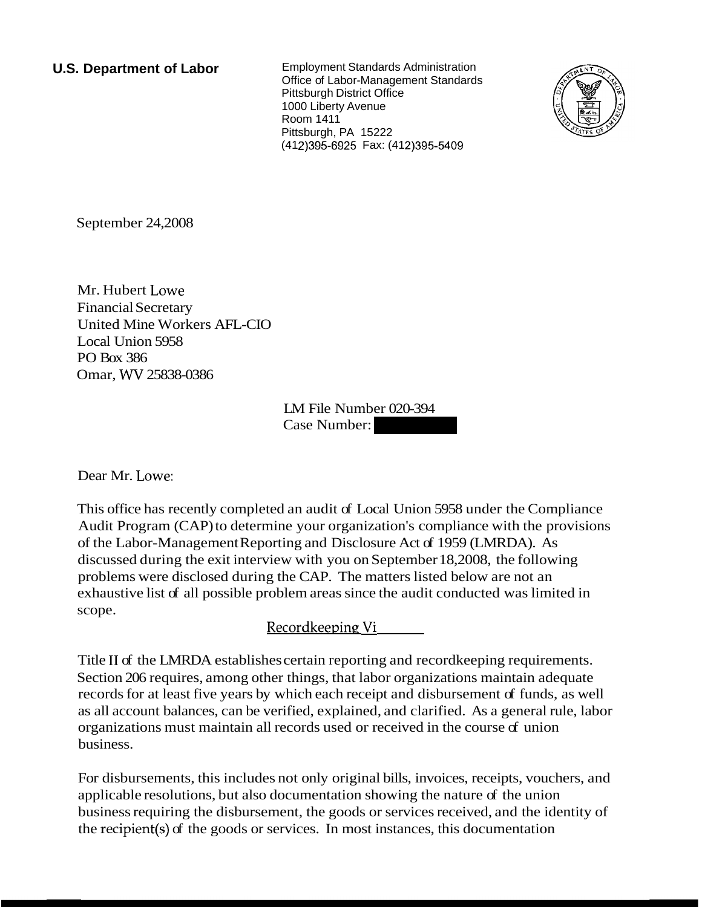**U.S. Department of Labor**

Employment Standards Administration
Office of Labor-Management Standards
Pittsburgh District Office
1000 Liberty Avenue
Room 1411
Pittsburgh, PA 15222
(412)395-6925 Fax: (412)395-5409

September 24,2008

Mr. Hubert Lowe
Financial Secretary
United Mine Workers AFL-CIO
Local Union 5958
PO Box 386
Omar, WV 25838-0386

LM File Number 020-394
Case Number:

Dear Mr. Lowe:

This office has recently completed an audit of Local Union 5958 under the Compliance Audit Program (CAP) to determine your organization's compliance with the provisions of the Labor-Management Reporting and Disclosure Act of 1959 (LMRDA). As discussed during the exit interview with you on September 18,2008, the following problems were disclosed during the CAP. The matters listed below are not an exhaustive list of all possible problem areas since the audit conducted was limited in scope.

Recordkeeping Vi

Title II of the LMRDA establishes certain reporting and recordkeeping requirements. Section 206 requires, among other things, that labor organizations maintain adequate records for at least five years by which each receipt and disbursement of funds, as well as all account balances, can be verified, explained, and clarified. As a general rule, labor organizations must maintain all records used or received in the course of union business.

For disbursements, this includes not only original bills, invoices, receipts, vouchers, and applicable resolutions, but also documentation showing the nature of the union business requiring the disbursement, the goods or services received, and the identity of the recipient(s) of the goods or services. In most instances, this documentation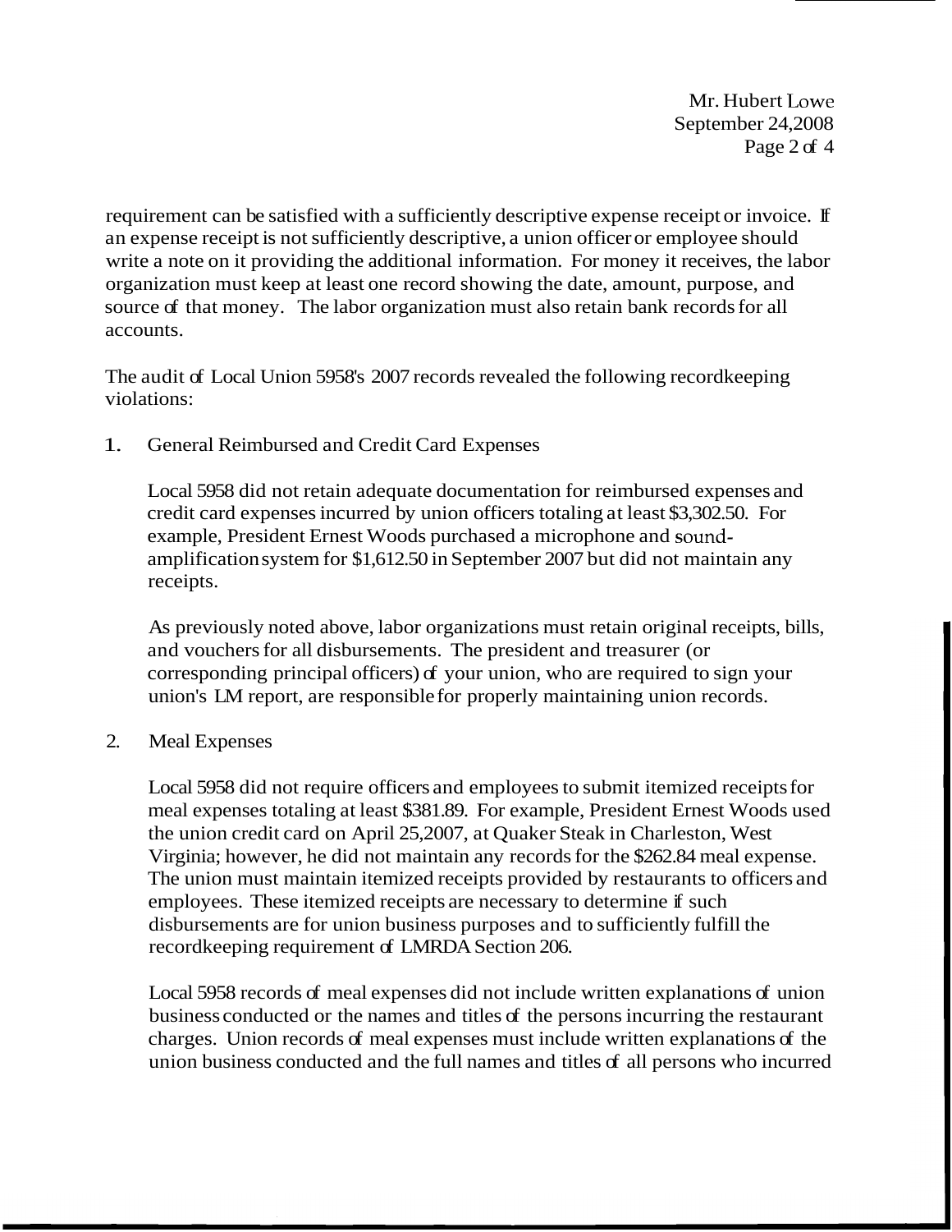requirement can be satisfied with a sufficiently descriptive expense receipt or invoice. If an expense receipt is not sufficiently descriptive, a union officer or employee should write a note on it providing the additional information. For money it receives, the labor organization must keep at least one record showing the date, amount, purpose, and source of that money. The labor organization must also retain bank records for all accounts.

The audit of Local Union 5958's 2007 records revealed the following recordkeeping violations:

1. General Reimbursed and Credit Card Expenses

   Local 5958 did not retain adequate documentation for reimbursed expenses and credit card expenses incurred by union officers totaling at least $3,302.50. For example, President Ernest Woods purchased a microphone and sound-amplification system for $1,612.50 in September 2007 but did not maintain any receipts.

   As previously noted above, labor organizations must retain original receipts, bills, and vouchers for all disbursements. The president and treasurer (or corresponding principal officers) of your union, who are required to sign your union's LM report, are responsible for properly maintaining union records.

2. Meal Expenses

   Local 5958 did not require officers and employees to submit itemized receipts for meal expenses totaling at least $381.89. For example, President Ernest Woods used the union credit card on April 25,2007, at Quaker Steak in Charleston, West Virginia; however, he did not maintain any records for the $262.84 meal expense. The union must maintain itemized receipts provided by restaurants to officers and employees. These itemized receipts are necessary to determine if such disbursements are for union business purposes and to sufficiently fulfill the recordkeeping requirement of LMRDA Section 206.

   Local 5958 records of meal expenses did not include written explanations of union business conducted or the names and titles of the persons incurring the restaurant charges. Union records of meal expenses must include written explanations of the union business conducted and the full names and titles of all persons who incurred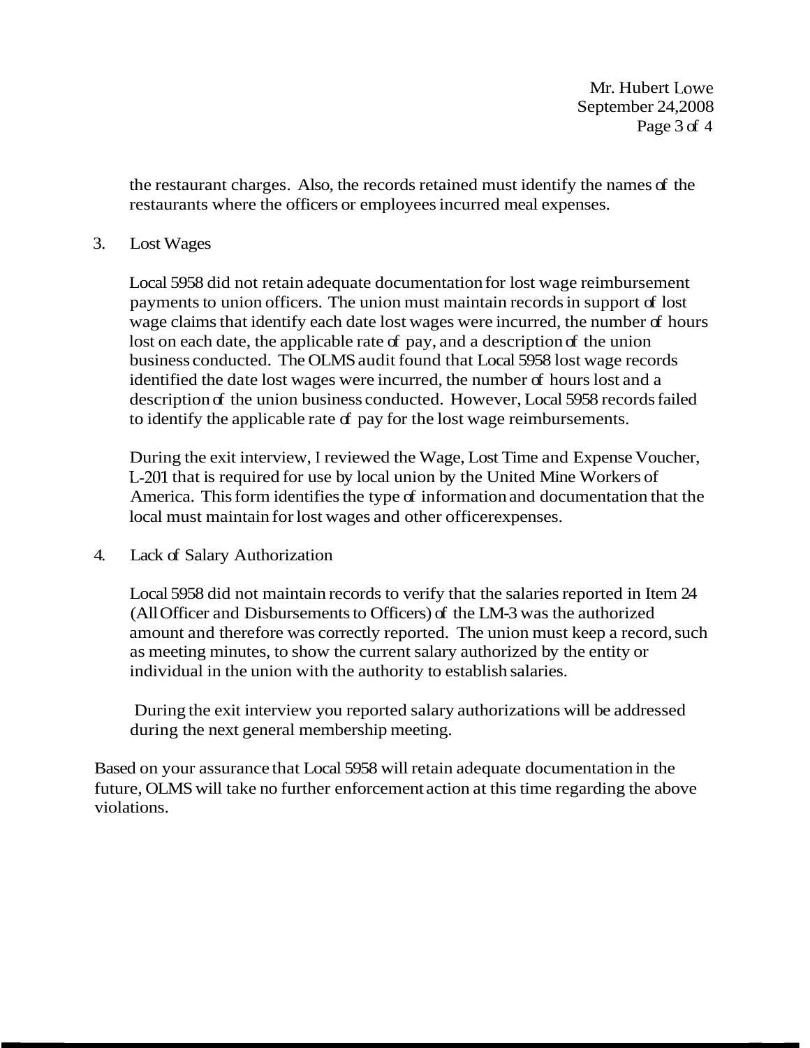the restaurant charges. Also, the records retained must identify the names of the restaurants where the officers or employees incurred meal expenses.

3. Lost Wages

   Local 5958 did not retain adequate documentation for lost wage reimbursement payments to union officers. The union must maintain records in support of lost wage claims that identify each date lost wages were incurred, the number of hours lost on each date, the applicable rate of pay, and a description of the union business conducted. The OLMS audit found that Local 5958 lost wage records identified the date lost wages were incurred, the number of hours lost and a description of the union business conducted. However, Local 5958 records failed to identify the applicable rate of pay for the lost wage reimbursements.

   During the exit interview, I reviewed the Wage, Lost Time and Expense Voucher, L-201 that is required for use by local union by the United Mine Workers of America. This form identifies the type of information and documentation that the local must maintain for lost wages and other officerexpenses.

4. Lack of Salary Authorization

   Local 5958 did not maintain records to verify that the salaries reported in Item 24 (All Officer and Disbursements to Officers) of the LM-3 was the authorized amount and therefore was correctly reported. The union must keep a record, such as meeting minutes, to show the current salary authorized by the entity or individual in the union with the authority to establish salaries.

   During the exit interview you reported salary authorizations will be addressed during the next general membership meeting.

Based on your assurance that Local 5958 will retain adequate documentation in the future, OLMS will take no further enforcement action at this time regarding the above violations.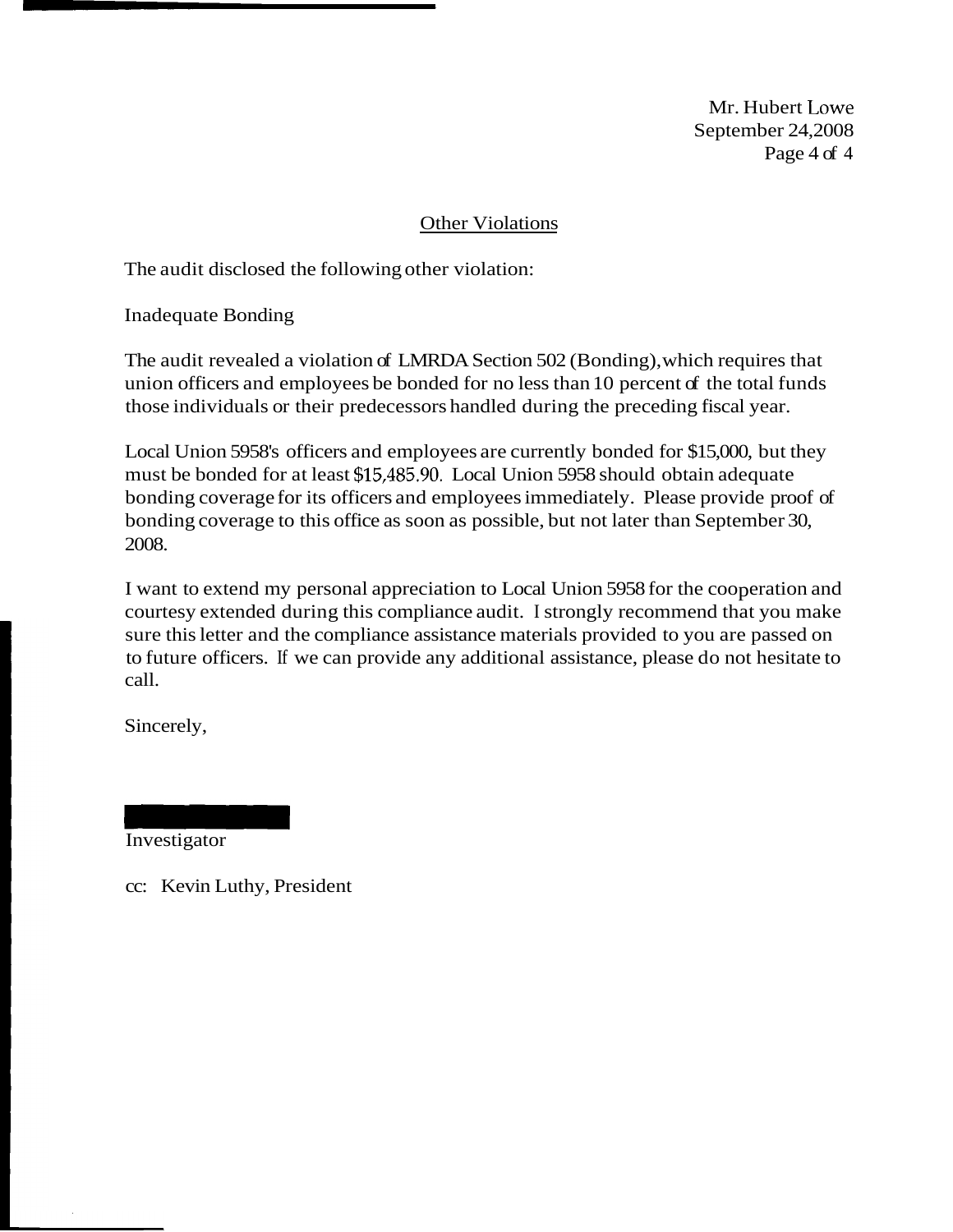## Other Violations

The audit disclosed the following other violation:

Inadequate Bonding

The audit revealed a violation of LMRDA Section 502 (Bonding), which requires that union officers and employees be bonded for no less than 10 percent of the total funds those individuals or their predecessors handled during the preceding fiscal year.

Local Union 5958's officers and employees are currently bonded for $15,000, but they must be bonded for at least $15,485.90. Local Union 5958 should obtain adequate bonding coverage for its officers and employees immediately. Please provide proof of bonding coverage to this office as soon as possible, but not later than September 30, 2008.

I want to extend my personal appreciation to Local Union 5958 for the cooperation and courtesy extended during this compliance audit. I strongly recommend that you make sure this letter and the compliance assistance materials provided to you are passed on to future officers. If we can provide any additional assistance, please do not hesitate to call.

Sincerely,

Investigator

cc: Kevin Luthy, President